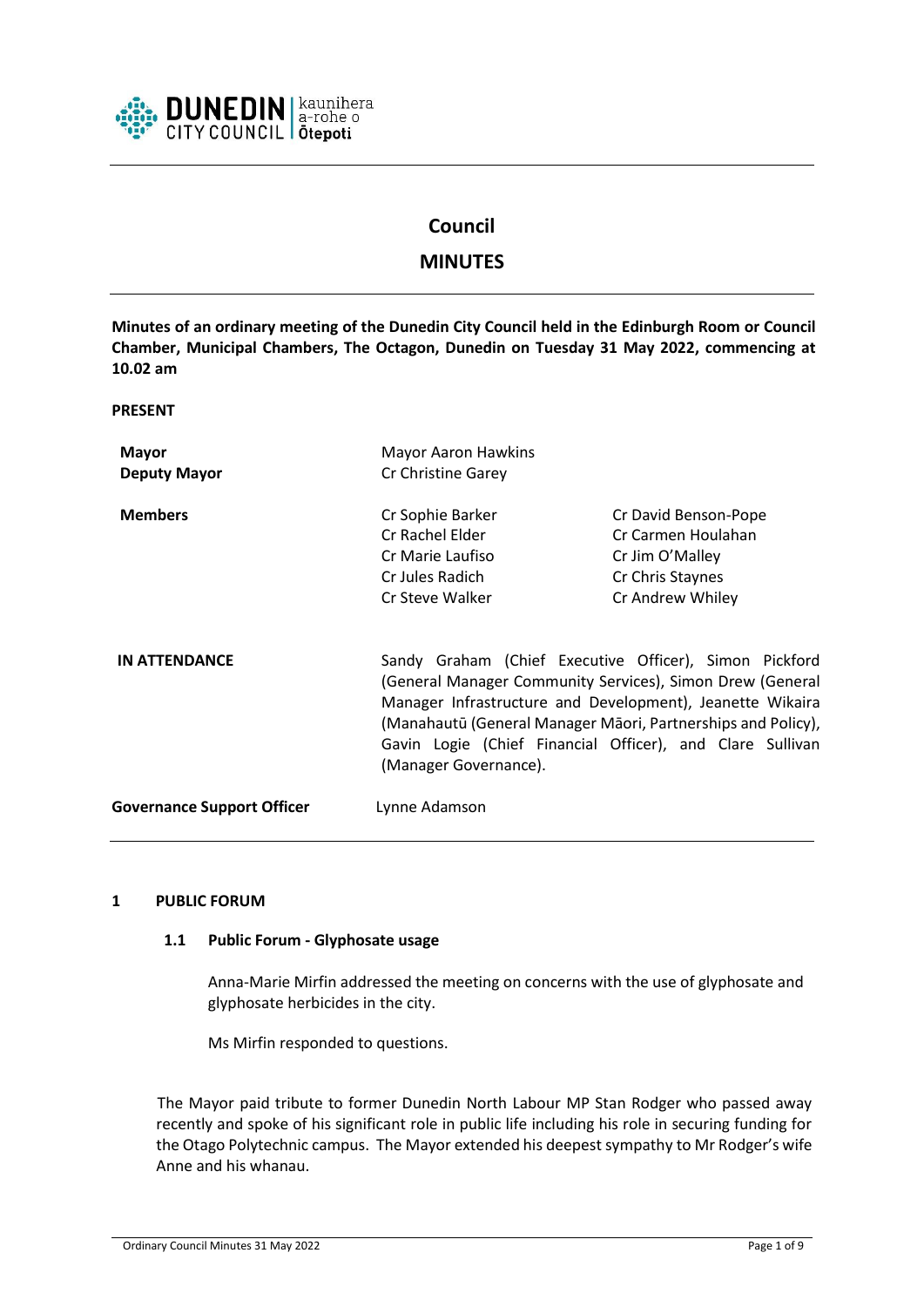# Council

## MINUTES

**Minutes of an ordinary meeting of the Dunedin City Council held in the Edinburgh Room or Council Chamber, Municipal Chambers, The Octagon, Dunedin on Tuesday 31 May 2022, commencing at 10.02 am**

**PRESENT**

| | | |
|---|---|---|
| **Mayor** | Mayor Aaron Hawkins | |
| **Deputy Mayor** | Cr Christine Garey | |
| **Members** | Cr Sophie Barker | Cr David Benson-Pope |
| | Cr Rachel Elder | Cr Carmen Houlahan |
| | Cr Marie Laufiso | Cr Jim O'Malley |
| | Cr Jules Radich | Cr Chris Staynes |
| | Cr Steve Walker | Cr Andrew Whiley |

**IN ATTENDANCE** Sandy Graham (Chief Executive Officer), Simon Pickford (General Manager Community Services), Simon Drew (General Manager Infrastructure and Development), Jeanette Wikaira (Manahautū (General Manager Māori, Partnerships and Policy), Gavin Logie (Chief Financial Officer), and Clare Sullivan (Manager Governance).

**Governance Support Officer** Lynne Adamson

## 1 PUBLIC FORUM

### 1.1 Public Forum - Glyphosate usage

Anna-Marie Mirfin addressed the meeting on concerns with the use of glyphosate and glyphosate herbicides in the city.

Ms Mirfin responded to questions.

The Mayor paid tribute to former Dunedin North Labour MP Stan Rodger who passed away recently and spoke of his significant role in public life including his role in securing funding for the Otago Polytechnic campus. The Mayor extended his deepest sympathy to Mr Rodger's wife Anne and his whanau.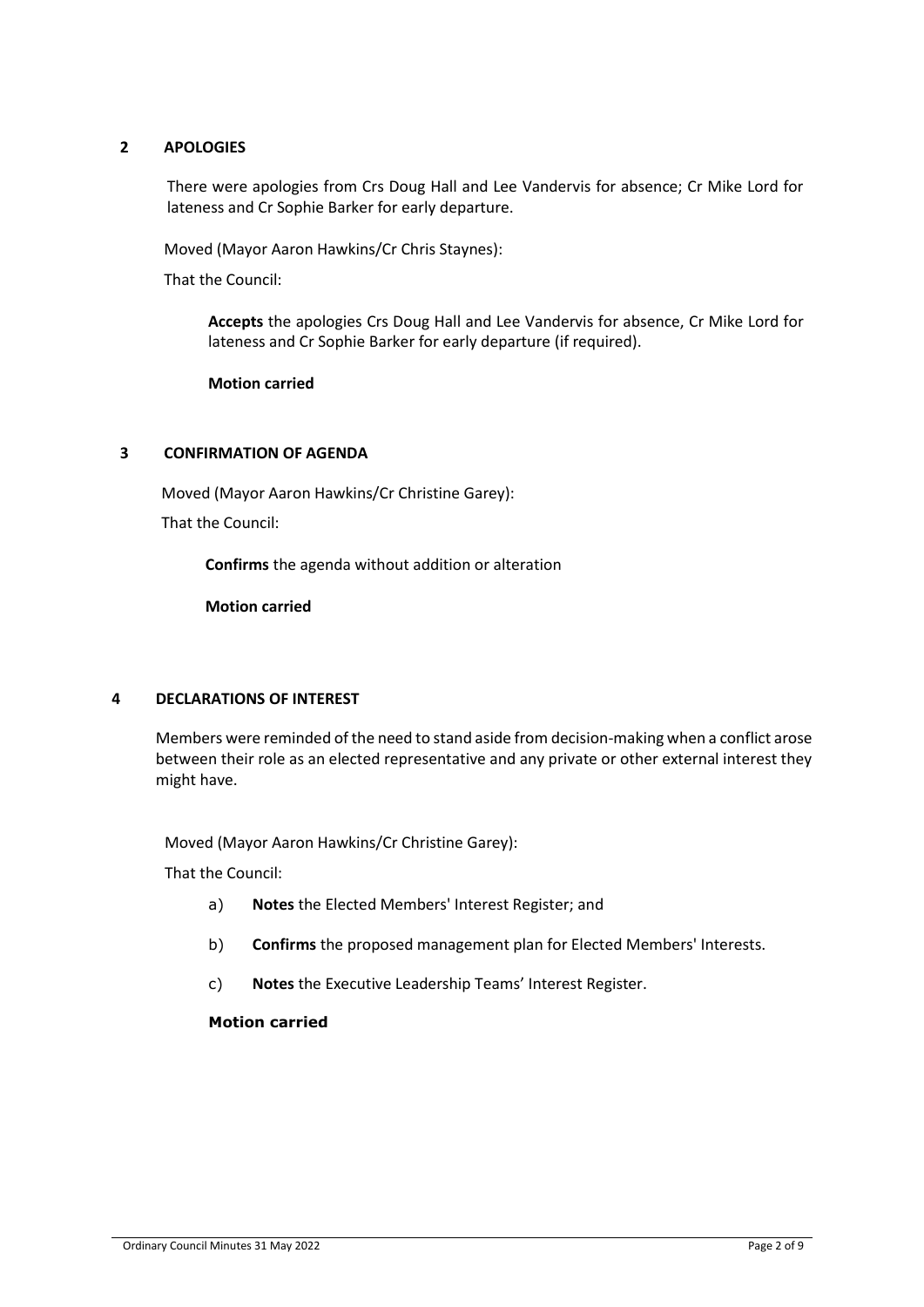## 2 APOLOGIES

There were apologies from Crs Doug Hall and Lee Vandervis for absence; Cr Mike Lord for lateness and Cr Sophie Barker for early departure.

Moved (Mayor Aaron Hawkins/Cr Chris Staynes):

That the Council:

> **Accepts** the apologies Crs Doug Hall and Lee Vandervis for absence, Cr Mike Lord for lateness and Cr Sophie Barker for early departure (if required).
>
> **Motion carried**

## 3 CONFIRMATION OF AGENDA

Moved (Mayor Aaron Hawkins/Cr Christine Garey):

That the Council:

> **Confirms** the agenda without addition or alteration
>
> **Motion carried**

## 4 DECLARATIONS OF INTEREST

Members were reminded of the need to stand aside from decision-making when a conflict arose between their role as an elected representative and any private or other external interest they might have.

Moved (Mayor Aaron Hawkins/Cr Christine Garey):

That the Council:

a) **Notes** the Elected Members' Interest Register; and

b) **Confirms** the proposed management plan for Elected Members' Interests.

c) **Notes** the Executive Leadership Teams' Interest Register.

**Motion carried**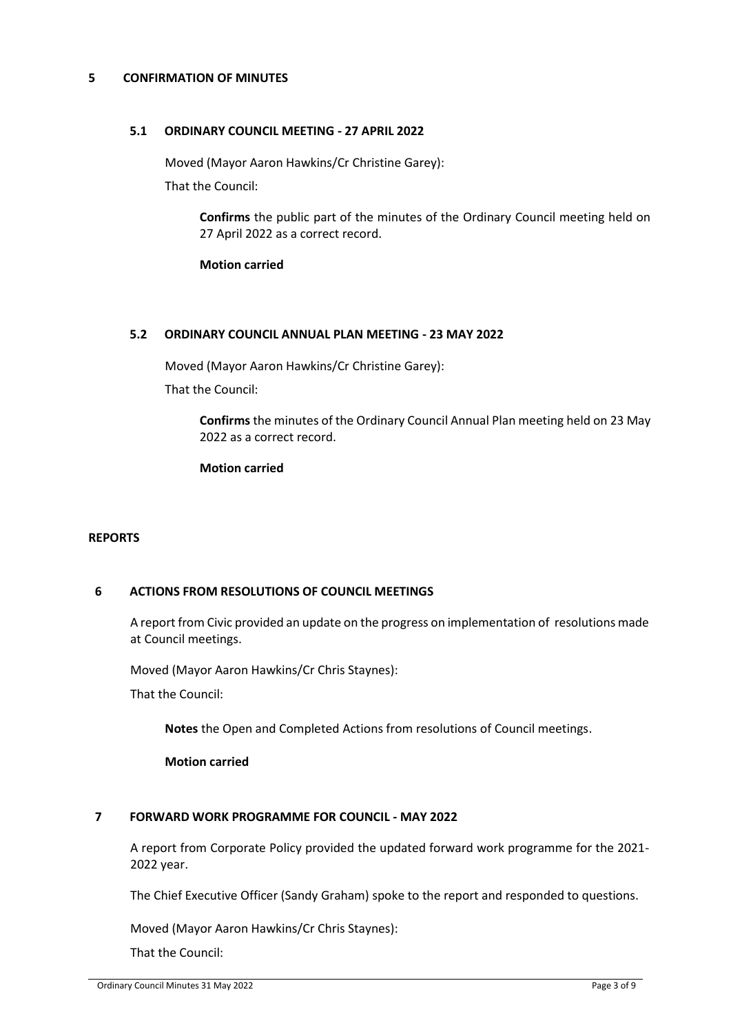## 5 CONFIRMATION OF MINUTES

### 5.1 ORDINARY COUNCIL MEETING - 27 APRIL 2022

Moved (Mayor Aaron Hawkins/Cr Christine Garey):

That the Council:

**Confirms** the public part of the minutes of the Ordinary Council meeting held on 27 April 2022 as a correct record.

**Motion carried**

### 5.2 ORDINARY COUNCIL ANNUAL PLAN MEETING - 23 MAY 2022

Moved (Mayor Aaron Hawkins/Cr Christine Garey):

That the Council:

**Confirms** the minutes of the Ordinary Council Annual Plan meeting held on 23 May 2022 as a correct record.

**Motion carried**

## REPORTS

## 6 ACTIONS FROM RESOLUTIONS OF COUNCIL MEETINGS

A report from Civic provided an update on the progress on implementation of resolutions made at Council meetings.

Moved (Mayor Aaron Hawkins/Cr Chris Staynes):

That the Council:

**Notes** the Open and Completed Actions from resolutions of Council meetings.

**Motion carried**

## 7 FORWARD WORK PROGRAMME FOR COUNCIL - MAY 2022

A report from Corporate Policy provided the updated forward work programme for the 2021-2022 year.

The Chief Executive Officer (Sandy Graham) spoke to the report and responded to questions.

Moved (Mayor Aaron Hawkins/Cr Chris Staynes):

That the Council: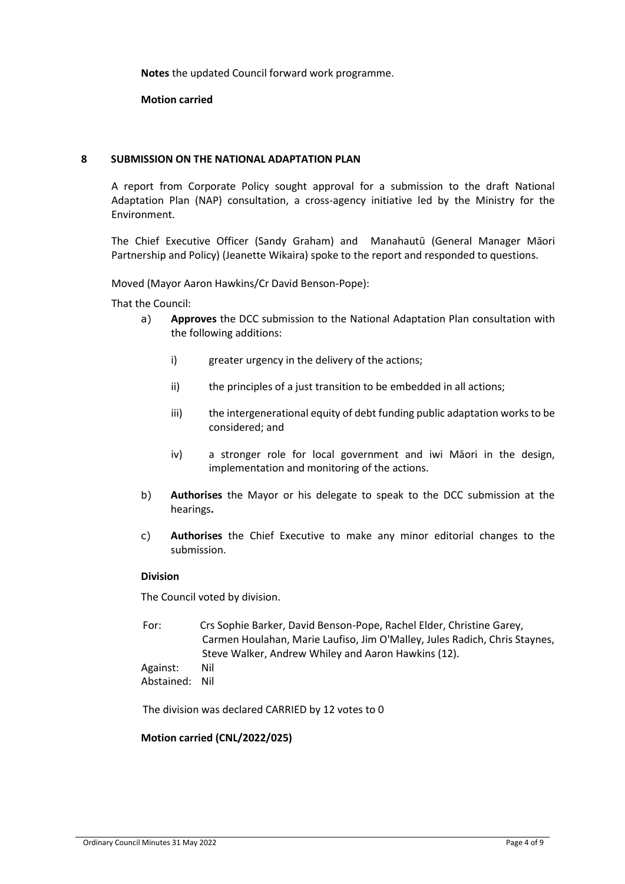**Notes** the updated Council forward work programme.

**Motion carried**

## 8 SUBMISSION ON THE NATIONAL ADAPTATION PLAN

A report from Corporate Policy sought approval for a submission to the draft National Adaptation Plan (NAP) consultation, a cross-agency initiative led by the Ministry for the Environment.

The Chief Executive Officer (Sandy Graham) and Manahautū (General Manager Māori Partnership and Policy) (Jeanette Wikaira) spoke to the report and responded to questions.

Moved (Mayor Aaron Hawkins/Cr David Benson-Pope):

That the Council:

a) **Approves** the DCC submission to the National Adaptation Plan consultation with the following additions:

   i) greater urgency in the delivery of the actions;

   ii) the principles of a just transition to be embedded in all actions;

   iii) the intergenerational equity of debt funding public adaptation works to be considered; and

   iv) a stronger role for local government and iwi Māori in the design, implementation and monitoring of the actions.

b) **Authorises** the Mayor or his delegate to speak to the DCC submission at the hearings**.**

c) **Authorises** the Chief Executive to make any minor editorial changes to the submission.

**Division**

The Council voted by division.

For: Crs Sophie Barker, David Benson-Pope, Rachel Elder, Christine Garey, Carmen Houlahan, Marie Laufiso, Jim O'Malley, Jules Radich, Chris Staynes, Steve Walker, Andrew Whiley and Aaron Hawkins (12).
Against: Nil
Abstained: Nil

The division was declared CARRIED by 12 votes to 0

**Motion carried (CNL/2022/025)**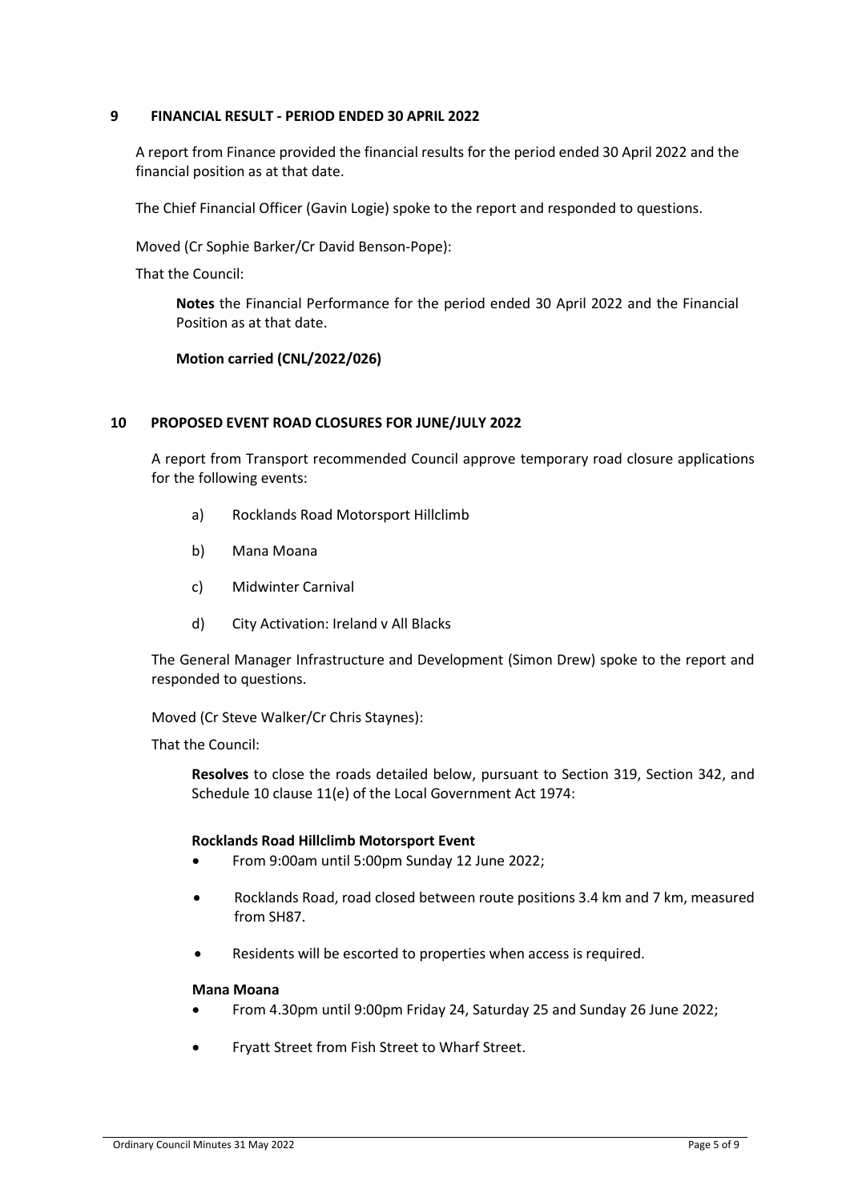## 9 FINANCIAL RESULT - PERIOD ENDED 30 APRIL 2022

A report from Finance provided the financial results for the period ended 30 April 2022 and the financial position as at that date.

The Chief Financial Officer (Gavin Logie) spoke to the report and responded to questions.

Moved (Cr Sophie Barker/Cr David Benson-Pope):

That the Council:

**Notes** the Financial Performance for the period ended 30 April 2022 and the Financial Position as at that date.

**Motion carried (CNL/2022/026)**

## 10 PROPOSED EVENT ROAD CLOSURES FOR JUNE/JULY 2022

A report from Transport recommended Council approve temporary road closure applications for the following events:

a) Rocklands Road Motorsport Hillclimb

b) Mana Moana

c) Midwinter Carnival

d) City Activation: Ireland v All Blacks

The General Manager Infrastructure and Development (Simon Drew) spoke to the report and responded to questions.

Moved (Cr Steve Walker/Cr Chris Staynes):

That the Council:

**Resolves** to close the roads detailed below, pursuant to Section 319, Section 342, and Schedule 10 clause 11(e) of the Local Government Act 1974:

**Rocklands Road Hillclimb Motorsport Event**

- From 9:00am until 5:00pm Sunday 12 June 2022;
- Rocklands Road, road closed between route positions 3.4 km and 7 km, measured from SH87.
- Residents will be escorted to properties when access is required.

**Mana Moana**

- From 4.30pm until 9:00pm Friday 24, Saturday 25 and Sunday 26 June 2022;
- Fryatt Street from Fish Street to Wharf Street.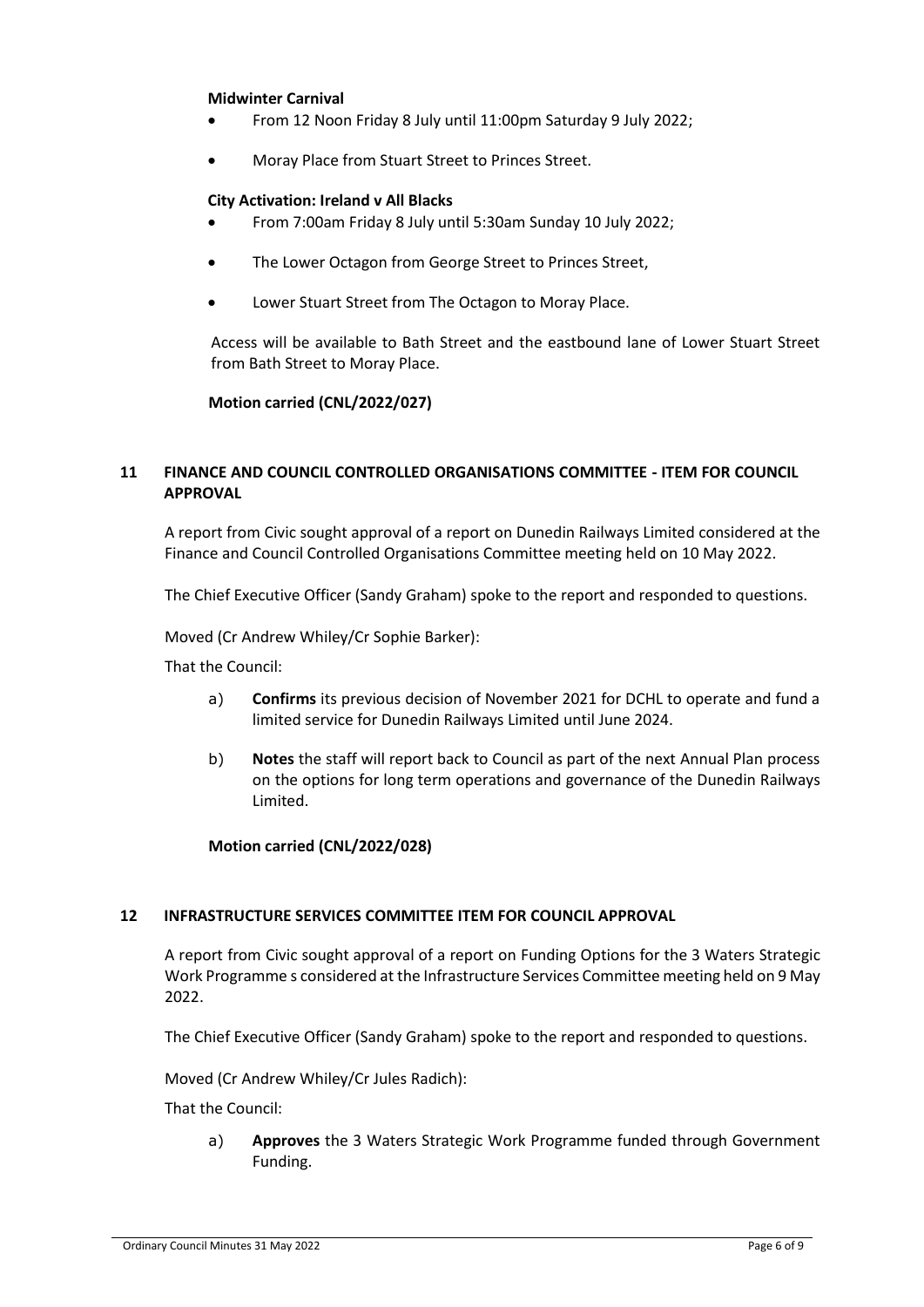**Midwinter Carnival**

- From 12 Noon Friday 8 July until 11:00pm Saturday 9 July 2022;
- Moray Place from Stuart Street to Princes Street.

**City Activation: Ireland v All Blacks**

- From 7:00am Friday 8 July until 5:30am Sunday 10 July 2022;
- The Lower Octagon from George Street to Princes Street,
- Lower Stuart Street from The Octagon to Moray Place.

Access will be available to Bath Street and the eastbound lane of Lower Stuart Street from Bath Street to Moray Place.

**Motion carried (CNL/2022/027)**

## 11 FINANCE AND COUNCIL CONTROLLED ORGANISATIONS COMMITTEE - ITEM FOR COUNCIL APPROVAL

A report from Civic sought approval of a report on Dunedin Railways Limited considered at the Finance and Council Controlled Organisations Committee meeting held on 10 May 2022.

The Chief Executive Officer (Sandy Graham) spoke to the report and responded to questions.

Moved (Cr Andrew Whiley/Cr Sophie Barker):

That the Council:

a) **Confirms** its previous decision of November 2021 for DCHL to operate and fund a limited service for Dunedin Railways Limited until June 2024.

b) **Notes** the staff will report back to Council as part of the next Annual Plan process on the options for long term operations and governance of the Dunedin Railways Limited.

**Motion carried (CNL/2022/028)**

## 12 INFRASTRUCTURE SERVICES COMMITTEE ITEM FOR COUNCIL APPROVAL

A report from Civic sought approval of a report on Funding Options for the 3 Waters Strategic Work Programme s considered at the Infrastructure Services Committee meeting held on 9 May 2022.

The Chief Executive Officer (Sandy Graham) spoke to the report and responded to questions.

Moved (Cr Andrew Whiley/Cr Jules Radich):

That the Council:

a) **Approves** the 3 Waters Strategic Work Programme funded through Government Funding.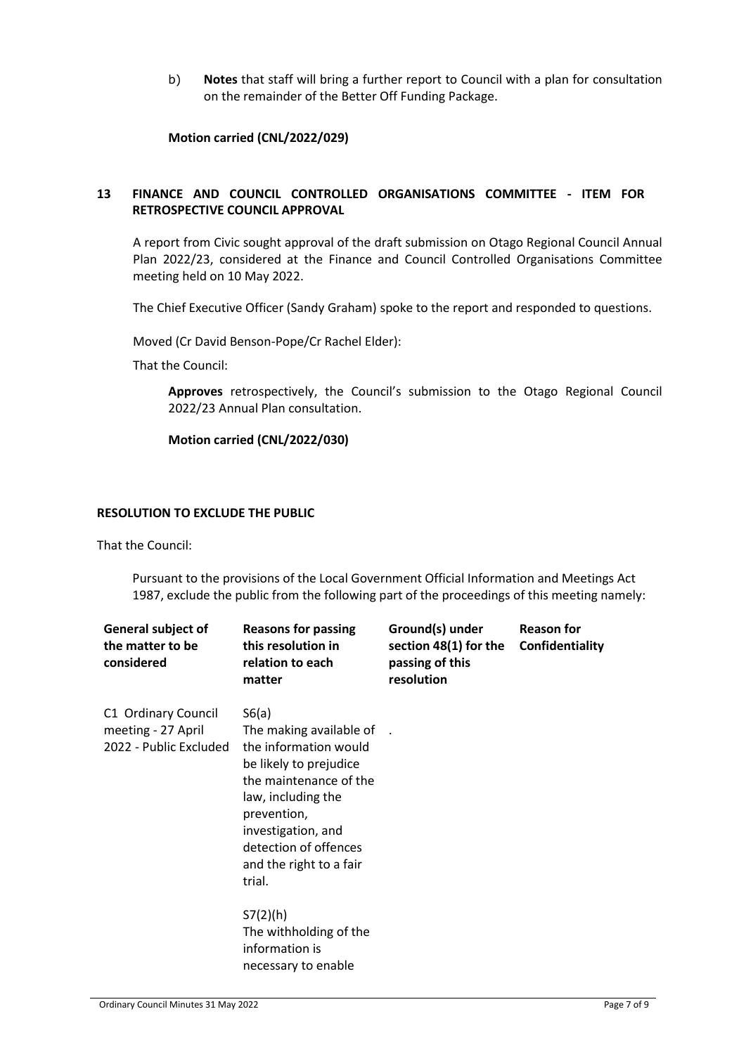b) **Notes** that staff will bring a further report to Council with a plan for consultation on the remainder of the Better Off Funding Package.

**Motion carried (CNL/2022/029)**

## 13 FINANCE AND COUNCIL CONTROLLED ORGANISATIONS COMMITTEE - ITEM FOR RETROSPECTIVE COUNCIL APPROVAL

A report from Civic sought approval of the draft submission on Otago Regional Council Annual Plan 2022/23, considered at the Finance and Council Controlled Organisations Committee meeting held on 10 May 2022.

The Chief Executive Officer (Sandy Graham) spoke to the report and responded to questions.

Moved (Cr David Benson-Pope/Cr Rachel Elder):

That the Council:

**Approves** retrospectively, the Council's submission to the Otago Regional Council 2022/23 Annual Plan consultation.

**Motion carried (CNL/2022/030)**

## RESOLUTION TO EXCLUDE THE PUBLIC

That the Council:

Pursuant to the provisions of the Local Government Official Information and Meetings Act 1987, exclude the public from the following part of the proceedings of this meeting namely:

| General subject of the matter to be considered | Reasons for passing this resolution in relation to each matter | Ground(s) under section 48(1) for the passing of this resolution | Reason for Confidentiality |
|---|---|---|---|
| C1 Ordinary Council meeting - 27 April 2022 - Public Excluded | S6(a) The making available of the information would be likely to prejudice the maintenance of the law, including the prevention, investigation, and detection of offences and the right to a fair trial.<br><br>S7(2)(h) The withholding of the information is necessary to enable | . | |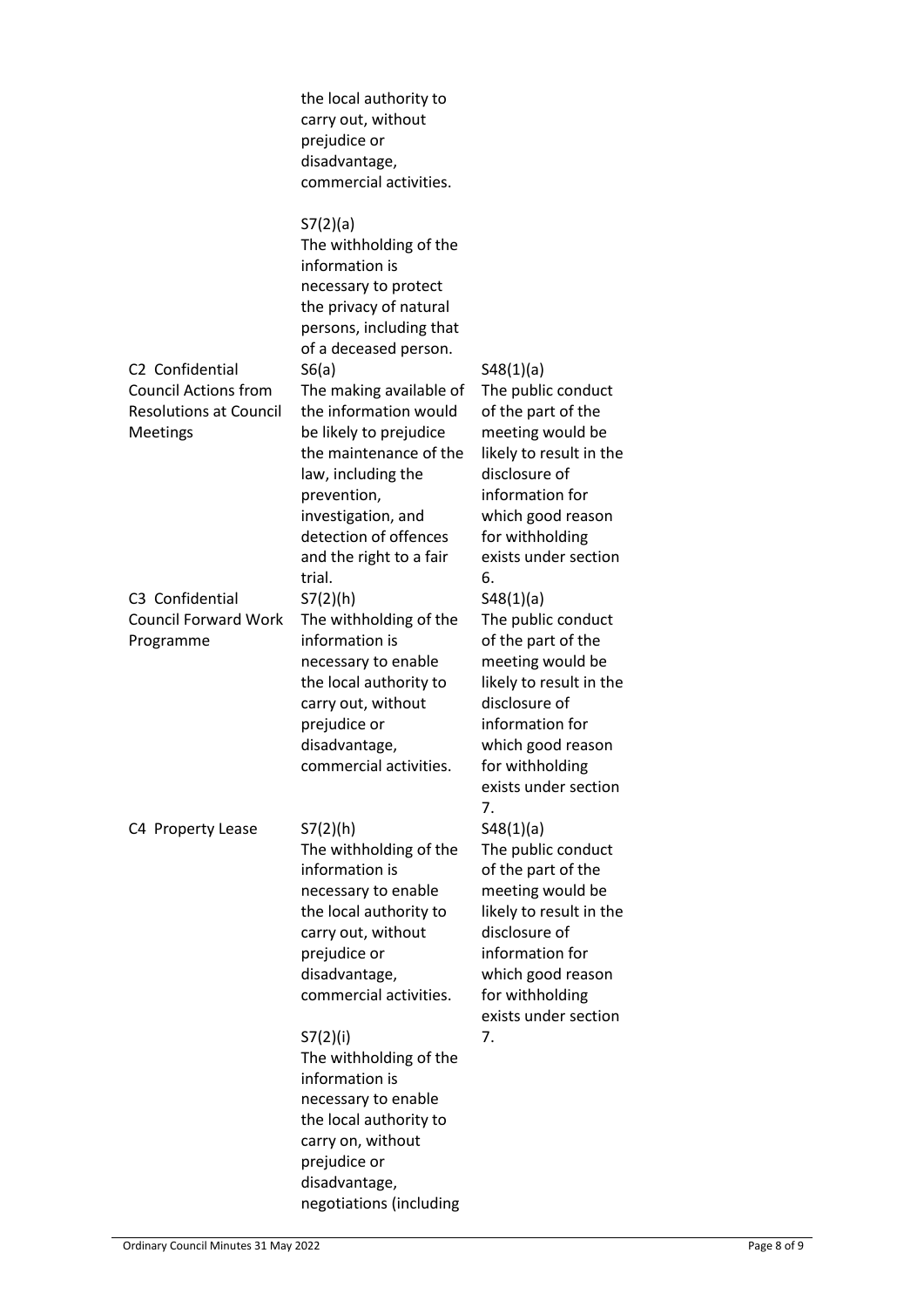| | | |
|---|---|---|
| | the local authority to carry out, without prejudice or disadvantage, commercial activities.<br><br>S7(2)(a)<br>The withholding of the information is necessary to protect the privacy of natural persons, including that of a deceased person. | |
| C2 Confidential Council Actions from Resolutions at Council Meetings | S6(a)<br>The making available of the information would be likely to prejudice the maintenance of the law, including the prevention, investigation, and detection of offences and the right to a fair trial. | S48(1)(a)<br>The public conduct of the part of the meeting would be likely to result in the disclosure of information for which good reason for withholding exists under section 6. |
| C3 Confidential Council Forward Work Programme | S7(2)(h)<br>The withholding of the information is necessary to enable the local authority to carry out, without prejudice or disadvantage, commercial activities. | S48(1)(a)<br>The public conduct of the part of the meeting would be likely to result in the disclosure of information for which good reason for withholding exists under section 7. |
| C4 Property Lease | S7(2)(h)<br>The withholding of the information is necessary to enable the local authority to carry out, without prejudice or disadvantage, commercial activities.<br><br>S7(2)(i)<br>The withholding of the information is necessary to enable the local authority to carry on, without prejudice or disadvantage, negotiations (including | S48(1)(a)<br>The public conduct of the part of the meeting would be likely to result in the disclosure of information for which good reason for withholding exists under section 7. |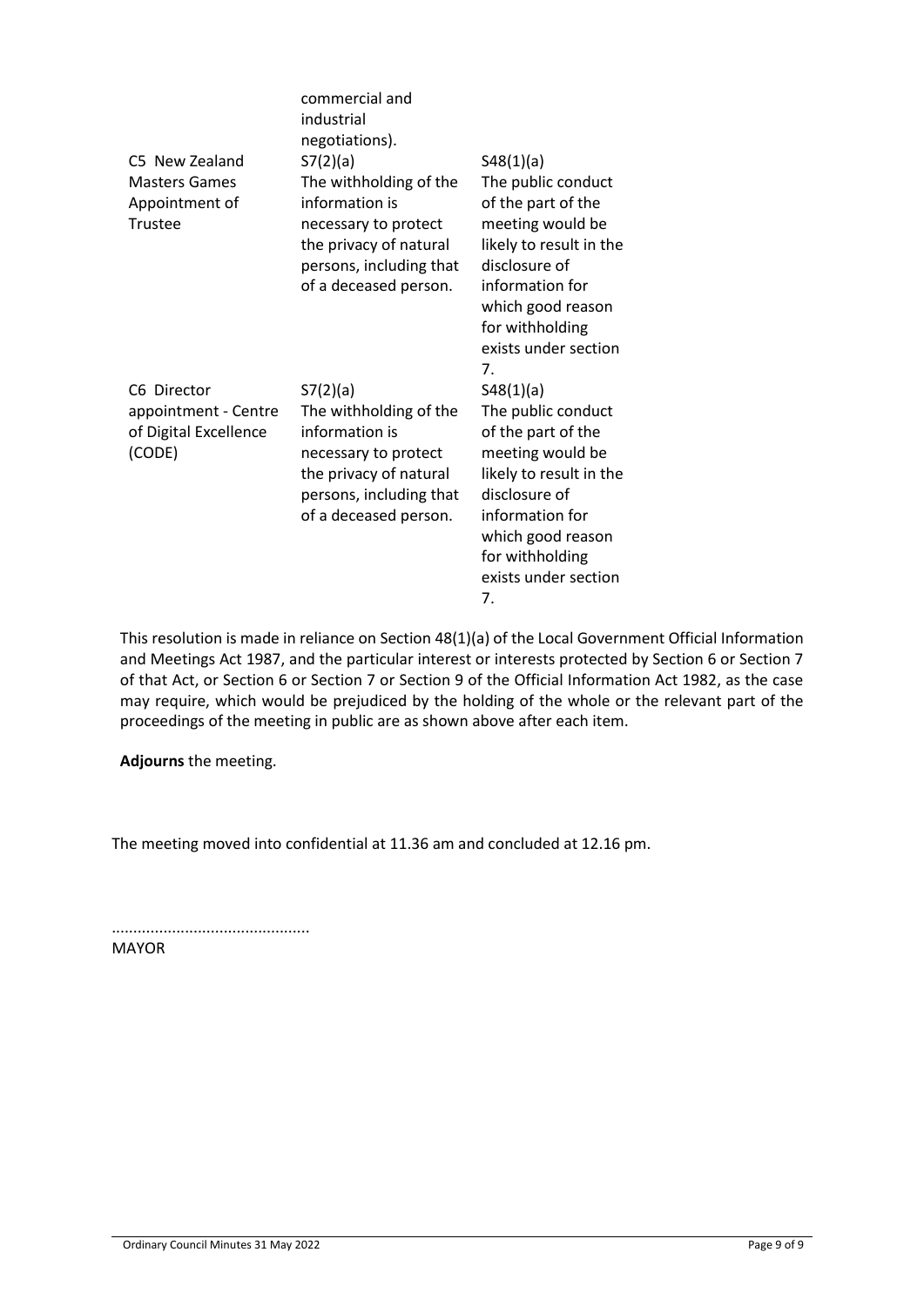| | | |
|---|---|---|
| | commercial and industrial negotiations). | |
| C5 New Zealand Masters Games Appointment of Trustee | S7(2)(a) The withholding of the information is necessary to protect the privacy of natural persons, including that of a deceased person. | S48(1)(a) The public conduct of the part of the meeting would be likely to result in the disclosure of information for which good reason for withholding exists under section 7. |
| C6 Director appointment - Centre of Digital Excellence (CODE) | S7(2)(a) The withholding of the information is necessary to protect the privacy of natural persons, including that of a deceased person. | S48(1)(a) The public conduct of the part of the meeting would be likely to result in the disclosure of information for which good reason for withholding exists under section 7. |

This resolution is made in reliance on Section 48(1)(a) of the Local Government Official Information and Meetings Act 1987, and the particular interest or interests protected by Section 6 or Section 7 of that Act, or Section 6 or Section 7 or Section 9 of the Official Information Act 1982, as the case may require, which would be prejudiced by the holding of the whole or the relevant part of the proceedings of the meeting in public are as shown above after each item.

**Adjourns** the meeting.

The meeting moved into confidential at 11.36 am and concluded at 12.16 pm.

.............................................

MAYOR